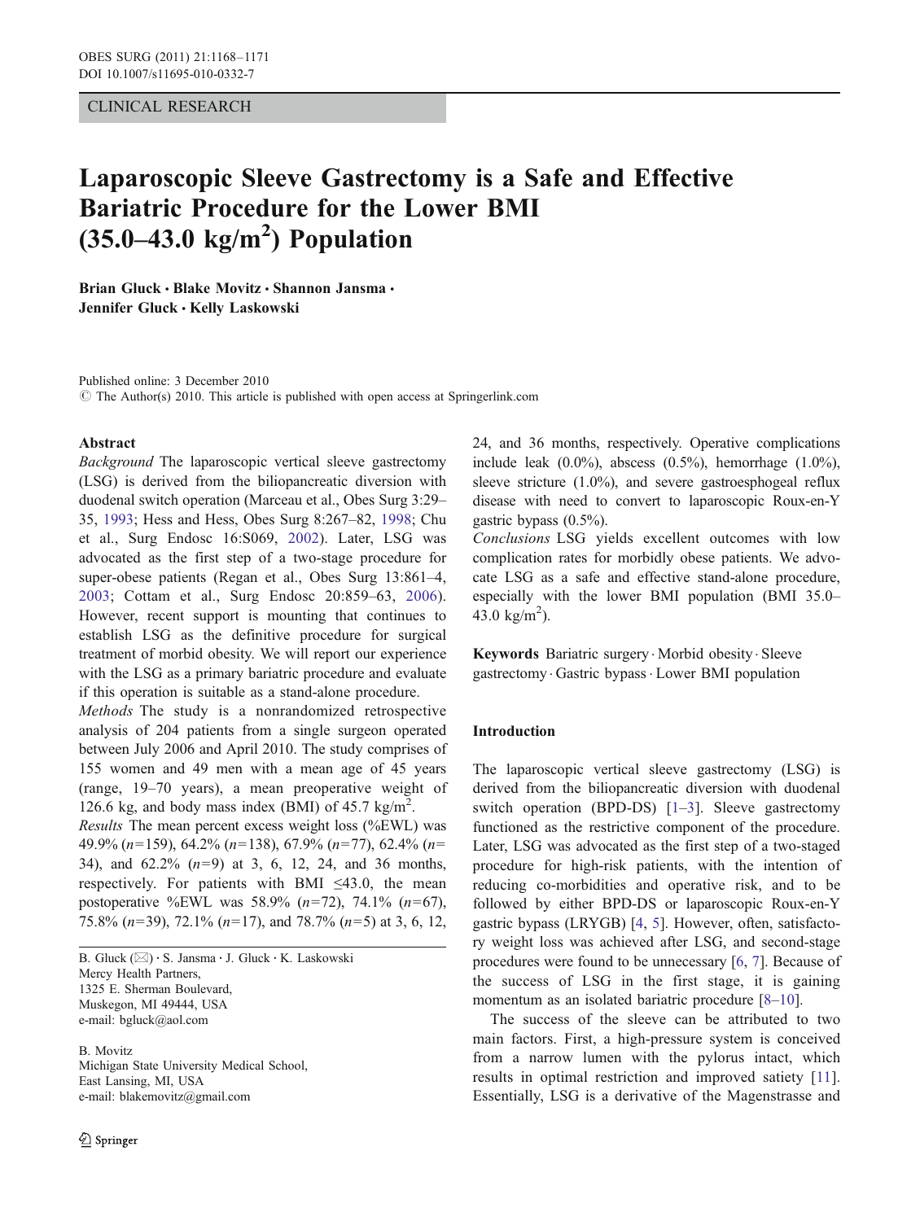CLINICAL RESEARCH

# Laparoscopic Sleeve Gastrectomy is a Safe and Effective Bariatric Procedure for the Lower BMI (35.0–43.0 kg/m$^2$) Population

**Brian Gluck · Blake Movitz · Shannon Jansma · Jennifer Gluck · Kelly Laskowski**

Published online: 3 December 2010
© The Author(s) 2010. This article is published with open access at Springerlink.com

## Abstract

*Background* The laparoscopic vertical sleeve gastrectomy (LSG) is derived from the biliopancreatic diversion with duodenal switch operation (Marceau et al., Obes Surg 3:29–35, 1993; Hess and Hess, Obes Surg 8:267–82, 1998; Chu et al., Surg Endosc 16:S069, 2002). Later, LSG was advocated as the first step of a two-stage procedure for super-obese patients (Regan et al., Obes Surg 13:861–4, 2003; Cottam et al., Surg Endosc 20:859–63, 2006). However, recent support is mounting that continues to establish LSG as the definitive procedure for surgical treatment of morbid obesity. We will report our experience with the LSG as a primary bariatric procedure and evaluate if this operation is suitable as a stand-alone procedure.

*Methods* The study is a nonrandomized retrospective analysis of 204 patients from a single surgeon operated between July 2006 and April 2010. The study comprises of 155 women and 49 men with a mean age of 45 years (range, 19–70 years), a mean preoperative weight of 126.6 kg, and body mass index (BMI) of 45.7 kg/m$^2$.

*Results* The mean percent excess weight loss (%EWL) was 49.9% ($n$=159), 64.2% ($n$=138), 67.9% ($n$=77), 62.4% ($n$=34), and 62.2% ($n$=9) at 3, 6, 12, 24, and 36 months, respectively. For patients with BMI ≤43.0, the mean postoperative %EWL was 58.9% ($n$=72), 74.1% ($n$=67), 75.8% ($n$=39), 72.1% ($n$=17), and 78.7% ($n$=5) at 3, 6, 12, 24, and 36 months, respectively. Operative complications include leak (0.0%), abscess (0.5%), hemorrhage (1.0%), sleeve stricture (1.0%), and severe gastroesphogeal reflux disease with need to convert to laparoscopic Roux-en-Y gastric bypass (0.5%).

*Conclusions* LSG yields excellent outcomes with low complication rates for morbidly obese patients. We advocate LSG as a safe and effective stand-alone procedure, especially with the lower BMI population (BMI 35.0–43.0 kg/m$^2$).

**Keywords** Bariatric surgery · Morbid obesity · Sleeve gastrectomy · Gastric bypass · Lower BMI population

B. Gluck (✉) · S. Jansma · J. Gluck · K. Laskowski
Mercy Health Partners,
1325 E. Sherman Boulevard,
Muskegon, MI 49444, USA
e-mail: bgluck@aol.com

B. Movitz
Michigan State University Medical School,
East Lansing, MI, USA
e-mail: blakemovitz@gmail.com

## Introduction

The laparoscopic vertical sleeve gastrectomy (LSG) is derived from the biliopancreatic diversion with duodenal switch operation (BPD-DS) [1–3]. Sleeve gastrectomy functioned as the restrictive component of the procedure. Later, LSG was advocated as the first step of a two-staged procedure for high-risk patients, with the intention of reducing co-morbidities and operative risk, and to be followed by either BPD-DS or laparoscopic Roux-en-Y gastric bypass (LRYGB) [4, 5]. However, often, satisfactory weight loss was achieved after LSG, and second-stage procedures were found to be unnecessary [6, 7]. Because of the success of LSG in the first stage, it is gaining momentum as an isolated bariatric procedure [8–10].

The success of the sleeve can be attributed to two main factors. First, a high-pressure system is conceived from a narrow lumen with the pylorus intact, which results in optimal restriction and improved satiety [11]. Essentially, LSG is a derivative of the Magenstrasse and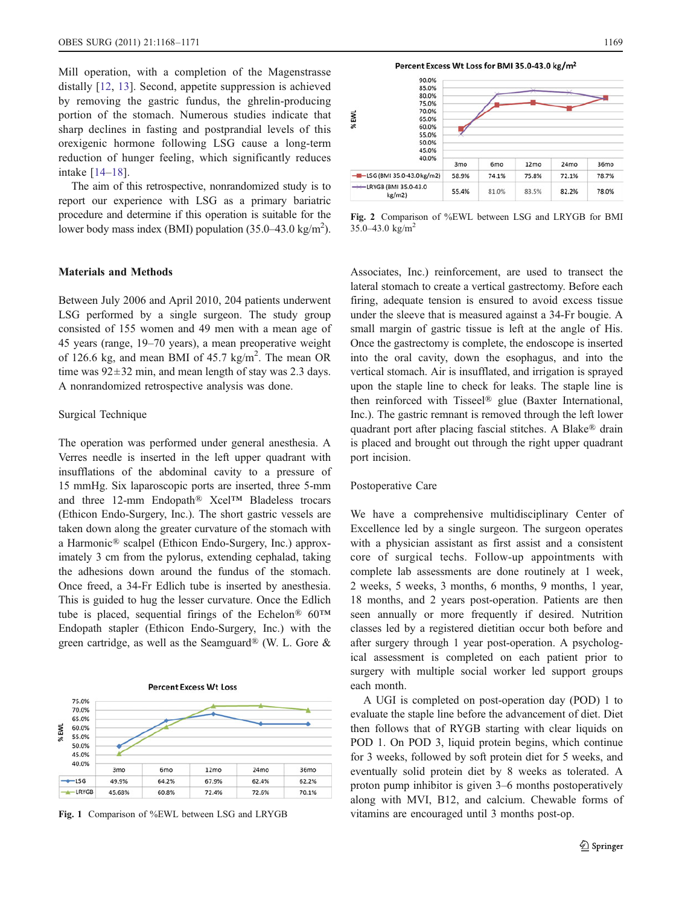Mill operation, with a completion of the Magenstrasse distally [12, 13]. Second, appetite suppression is achieved by removing the gastric fundus, the ghrelin-producing portion of the stomach. Numerous studies indicate that sharp declines in fasting and postprandial levels of this orexigenic hormone following LSG cause a long-term reduction of hunger feeling, which significantly reduces intake [14–18].

The aim of this retrospective, nonrandomized study is to report our experience with LSG as a primary bariatric procedure and determine if this operation is suitable for the lower body mass index (BMI) population (35.0–43.0 kg/m$^2$).

## Materials and Methods

Between July 2006 and April 2010, 204 patients underwent LSG performed by a single surgeon. The study group consisted of 155 women and 49 men with a mean age of 45 years (range, 19–70 years), a mean preoperative weight of 126.6 kg, and mean BMI of 45.7 kg/m$^2$. The mean OR time was 92±32 min, and mean length of stay was 2.3 days. A nonrandomized retrospective analysis was done.

### Surgical Technique

The operation was performed under general anesthesia. A Verres needle is inserted in the left upper quadrant with insufflations of the abdominal cavity to a pressure of 15 mmHg. Six laparoscopic ports are inserted, three 5-mm and three 12-mm Endopath® Xcel™ Bladeless trocars (Ethicon Endo-Surgery, Inc.). The short gastric vessels are taken down along the greater curvature of the stomach with a Harmonic® scalpel (Ethicon Endo-Surgery, Inc.) approximately 3 cm from the pylorus, extending cephalad, taking the adhesions down around the fundus of the stomach. Once freed, a 34-Fr Edlich tube is inserted by anesthesia. This is guided to hug the lesser curvature. Once the Edlich tube is placed, sequential firings of the Echelon® 60™ Endopath stapler (Ethicon Endo-Surgery, Inc.) with the green cartridge, as well as the Seamguard® (W. L. Gore & Associates, Inc.) reinforcement, are used to transect the lateral stomach to create a vertical gastrectomy. Before each firing, adequate tension is ensured to avoid excess tissue under the sleeve that is measured against a 34-Fr bougie. A small margin of gastric tissue is left at the angle of His. Once the gastrectomy is complete, the endoscope is inserted into the oral cavity, down the esophagus, and into the vertical stomach. Air is insufflated, and irrigation is sprayed upon the staple line to check for leaks. The staple line is then reinforced with Tisseel® glue (Baxter International, Inc.). The gastric remnant is removed through the left lower quadrant port after placing fascial stitches. A Blake® drain is placed and brought out through the right upper quadrant port incision.

**Percent Excess Wt Loss**

| | 3mo | 6mo | 12mo | 24mo | 36mo |
|---|---|---|---|---|---|
| LSG | 49.9% | 64.2% | 67.9% | 62.4% | 62.2% |
| LRYGB | 45.68% | 60.8% | 72.4% | 72.6% | 70.1% |

**Fig. 1** Comparison of %EWL between LSG and LRYGB

**Percent Excess Wt Loss for BMI 35.0-43.0 kg/m²**

| | 3mo | 6mo | 12mo | 24mo | 36mo |
|---|---|---|---|---|---|
| LSG (BMI 35.0-43.0kg/m2) | 58.9% | 74.1% | 75.8% | 72.1% | 78.7% |
| LRYGB (BMI 35.0-43.0 kg/m2) | 55.4% | 81.0% | 83.5% | 82.2% | 78.0% |

**Fig. 2** Comparison of %EWL between LSG and LRYGB for BMI 35.0–43.0 kg/m$^2$

### Postoperative Care

We have a comprehensive multidisciplinary Center of Excellence led by a single surgeon. The surgeon operates with a physician assistant as first assist and a consistent core of surgical techs. Follow-up appointments with complete lab assessments are done routinely at 1 week, 2 weeks, 5 weeks, 3 months, 6 months, 9 months, 1 year, 18 months, and 2 years post-operation. Patients are then seen annually or more frequently if desired. Nutrition classes led by a registered dietitian occur both before and after surgery through 1 year post-operation. A psychological assessment is completed on each patient prior to surgery with multiple social worker led support groups each month.

A UGI is completed on post-operation day (POD) 1 to evaluate the staple line before the advancement of diet. Diet then follows that of RYGB starting with clear liquids on POD 1. On POD 3, liquid protein begins, which continue for 3 weeks, followed by soft protein diet for 5 weeks, and eventually solid protein diet by 8 weeks as tolerated. A proton pump inhibitor is given 3–6 months postoperatively along with MVI, B12, and calcium. Chewable forms of vitamins are encouraged until 3 months post-op.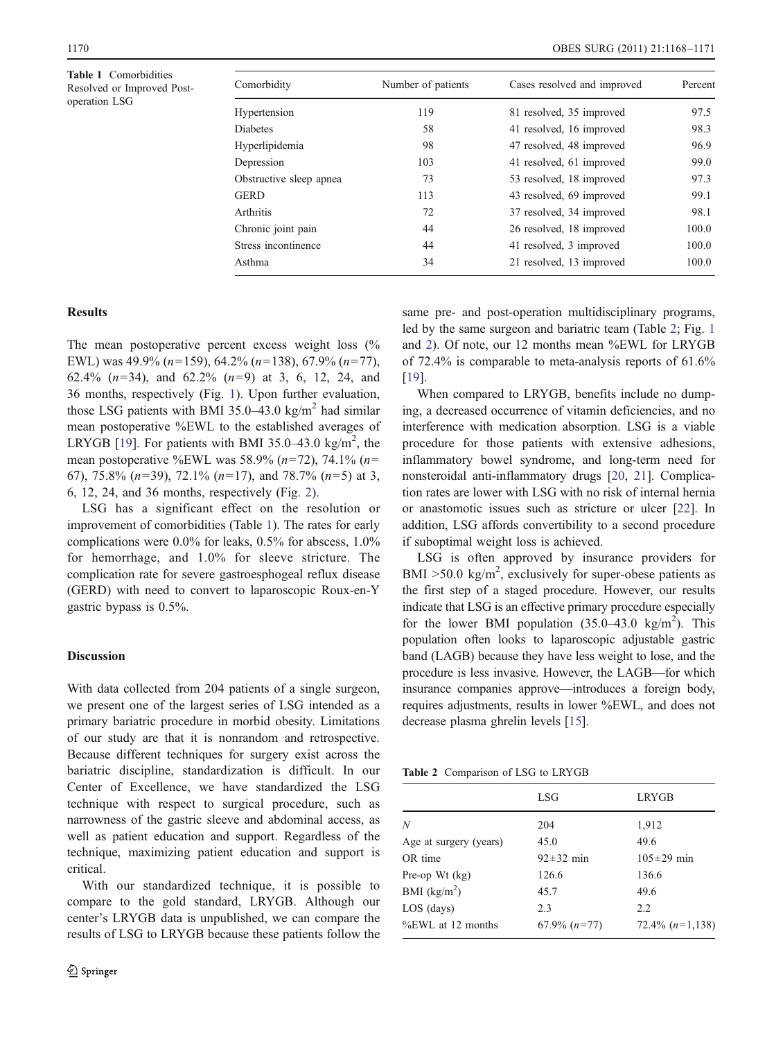**Table 1** Comorbidities Resolved or Improved Post-operation LSG

| Comorbidity | Number of patients | Cases resolved and improved | Percent |
|---|---|---|---|
| Hypertension | 119 | 81 resolved, 35 improved | 97.5 |
| Diabetes | 58 | 41 resolved, 16 improved | 98.3 |
| Hyperlipidemia | 98 | 47 resolved, 48 improved | 96.9 |
| Depression | 103 | 41 resolved, 61 improved | 99.0 |
| Obstructive sleep apnea | 73 | 53 resolved, 18 improved | 97.3 |
| GERD | 113 | 43 resolved, 69 improved | 99.1 |
| Arthritis | 72 | 37 resolved, 34 improved | 98.1 |
| Chronic joint pain | 44 | 26 resolved, 18 improved | 100.0 |
| Stress incontinence | 44 | 41 resolved, 3 improved | 100.0 |
| Asthma | 34 | 21 resolved, 13 improved | 100.0 |

## Results

The mean postoperative percent excess weight loss (%EWL) was 49.9% ($n$=159), 64.2% ($n$=138), 67.9% ($n$=77), 62.4% ($n$=34), and 62.2% ($n$=9) at 3, 6, 12, 24, and 36 months, respectively (Fig. 1). Upon further evaluation, those LSG patients with BMI 35.0–43.0 kg/m$^2$ had similar mean postoperative %EWL to the established averages of LRYGB [19]. For patients with BMI 35.0–43.0 kg/m$^2$, the mean postoperative %EWL was 58.9% ($n$=72), 74.1% ($n$=67), 75.8% ($n$=39), 72.1% ($n$=17), and 78.7% ($n$=5) at 3, 6, 12, 24, and 36 months, respectively (Fig. 2).

LSG has a significant effect on the resolution or improvement of comorbidities (Table 1). The rates for early complications were 0.0% for leaks, 0.5% for abscess, 1.0% for hemorrhage, and 1.0% for sleeve stricture. The complication rate for severe gastroesphogeal reflux disease (GERD) with need to convert to laparoscopic Roux-en-Y gastric bypass is 0.5%.

## Discussion

With data collected from 204 patients of a single surgeon, we present one of the largest series of LSG intended as a primary bariatric procedure in morbid obesity. Limitations of our study are that it is nonrandom and retrospective. Because different techniques for surgery exist across the bariatric discipline, standardization is difficult. In our Center of Excellence, we have standardized the LSG technique with respect to surgical procedure, such as narrowness of the gastric sleeve and abdominal access, as well as patient education and support. Regardless of the technique, maximizing patient education and support is critical.

With our standardized technique, it is possible to compare to the gold standard, LRYGB. Although our center's LRYGB data is unpublished, we can compare the results of LSG to LRYGB because these patients follow the same pre- and post-operation multidisciplinary programs, led by the same surgeon and bariatric team (Table 2; Fig. 1 and 2). Of note, our 12 months mean %EWL for LRYGB of 72.4% is comparable to meta-analysis reports of 61.6% [19].

When compared to LRYGB, benefits include no dumping, a decreased occurrence of vitamin deficiencies, and no interference with medication absorption. LSG is a viable procedure for those patients with extensive adhesions, inflammatory bowel syndrome, and long-term need for nonsteroidal anti-inflammatory drugs [20, 21]. Complication rates are lower with LSG with no risk of internal hernia or anastomotic issues such as stricture or ulcer [22]. In addition, LSG affords convertibility to a second procedure if suboptimal weight loss is achieved.

LSG is often approved by insurance providers for BMI >50.0 kg/m$^2$, exclusively for super-obese patients as the first step of a staged procedure. However, our results indicate that LSG is an effective primary procedure especially for the lower BMI population (35.0–43.0 kg/m$^2$). This population often looks to laparoscopic adjustable gastric band (LAGB) because they have less weight to lose, and the procedure is less invasive. However, the LAGB—for which insurance companies approve—introduces a foreign body, requires adjustments, results in lower %EWL, and does not decrease plasma ghrelin levels [15].

**Table 2** Comparison of LSG to LRYGB

| | LSG | LRYGB |
|---|---|---|
| $N$ | 204 | 1,912 |
| Age at surgery (years) | 45.0 | 49.6 |
| OR time | 92±32 min | 105±29 min |
| Pre-op Wt (kg) | 126.6 | 136.6 |
| BMI (kg/m$^2$) | 45.7 | 49.6 |
| LOS (days) | 2.3 | 2.2 |
| %EWL at 12 months | 67.9% ($n$=77) | 72.4% ($n$=1,138) |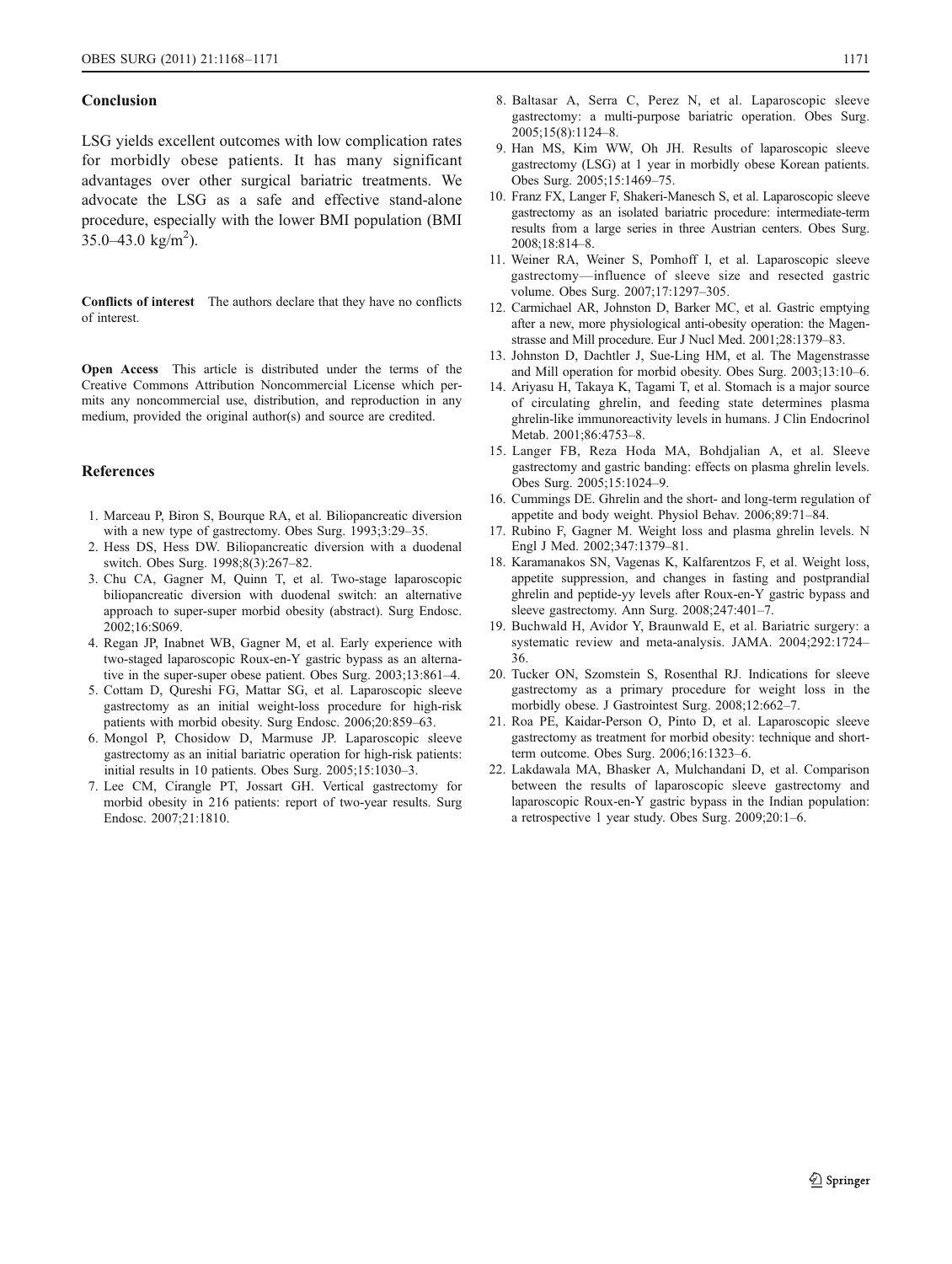## Conclusion

LSG yields excellent outcomes with low complication rates for morbidly obese patients. It has many significant advantages over other surgical bariatric treatments. We advocate the LSG as a safe and effective stand-alone procedure, especially with the lower BMI population (BMI 35.0–43.0 kg/m$^2$).

**Conflicts of interest** The authors declare that they have no conflicts of interest.

**Open Access** This article is distributed under the terms of the Creative Commons Attribution Noncommercial License which permits any noncommercial use, distribution, and reproduction in any medium, provided the original author(s) and source are credited.

## References

1. Marceau P, Biron S, Bourque RA, et al. Biliopancreatic diversion with a new type of gastrectomy. Obes Surg. 1993;3:29–35.
2. Hess DS, Hess DW. Biliopancreatic diversion with a duodenal switch. Obes Surg. 1998;8(3):267–82.
3. Chu CA, Gagner M, Quinn T, et al. Two-stage laparoscopic biliopancreatic diversion with duodenal switch: an alternative approach to super-super morbid obesity (abstract). Surg Endosc. 2002;16:S069.
4. Regan JP, Inabnet WB, Gagner M, et al. Early experience with two-staged laparoscopic Roux-en-Y gastric bypass as an alternative in the super-super obese patient. Obes Surg. 2003;13:861–4.
5. Cottam D, Qureshi FG, Mattar SG, et al. Laparoscopic sleeve gastrectomy as an initial weight-loss procedure for high-risk patients with morbid obesity. Surg Endosc. 2006;20:859–63.
6. Mongol P, Chosidow D, Marmuse JP. Laparoscopic sleeve gastrectomy as an initial bariatric operation for high-risk patients: initial results in 10 patients. Obes Surg. 2005;15:1030–3.
7. Lee CM, Cirangle PT, Jossart GH. Vertical gastrectomy for morbid obesity in 216 patients: report of two-year results. Surg Endosc. 2007;21:1810.
8. Baltasar A, Serra C, Perez N, et al. Laparoscopic sleeve gastrectomy: a multi-purpose bariatric operation. Obes Surg. 2005;15(8):1124–8.
9. Han MS, Kim WW, Oh JH. Results of laparoscopic sleeve gastrectomy (LSG) at 1 year in morbidly obese Korean patients. Obes Surg. 2005;15:1469–75.
10. Franz FX, Langer F, Shakeri-Manesch S, et al. Laparoscopic sleeve gastrectomy as an isolated bariatric procedure: intermediate-term results from a large series in three Austrian centers. Obes Surg. 2008;18:814–8.
11. Weiner RA, Weiner S, Pomhoff I, et al. Laparoscopic sleeve gastrectomy—influence of sleeve size and resected gastric volume. Obes Surg. 2007;17:1297–305.
12. Carmichael AR, Johnston D, Barker MC, et al. Gastric emptying after a new, more physiological anti-obesity operation: the Magenstrasse and Mill procedure. Eur J Nucl Med. 2001;28:1379–83.
13. Johnston D, Dachtler J, Sue-Ling HM, et al. The Magenstrasse and Mill operation for morbid obesity. Obes Surg. 2003;13:10–6.
14. Ariyasu H, Takaya K, Tagami T, et al. Stomach is a major source of circulating ghrelin, and feeding state determines plasma ghrelin-like immunoreactivity levels in humans. J Clin Endocrinol Metab. 2001;86:4753–8.
15. Langer FB, Reza Hoda MA, Bohdjalian A, et al. Sleeve gastrectomy and gastric banding: effects on plasma ghrelin levels. Obes Surg. 2005;15:1024–9.
16. Cummings DE. Ghrelin and the short- and long-term regulation of appetite and body weight. Physiol Behav. 2006;89:71–84.
17. Rubino F, Gagner M. Weight loss and plasma ghrelin levels. N Engl J Med. 2002;347:1379–81.
18. Karamanakos SN, Vagenas K, Kalfarentzos F, et al. Weight loss, appetite suppression, and changes in fasting and postprandial ghrelin and peptide-yy levels after Roux-en-Y gastric bypass and sleeve gastrectomy. Ann Surg. 2008;247:401–7.
19. Buchwald H, Avidor Y, Braunwald E, et al. Bariatric surgery: a systematic review and meta-analysis. JAMA. 2004;292:1724–36.
20. Tucker ON, Szomstein S, Rosenthal RJ. Indications for sleeve gastrectomy as a primary procedure for weight loss in the morbidly obese. J Gastrointest Surg. 2008;12:662–7.
21. Roa PE, Kaidar-Person O, Pinto D, et al. Laparoscopic sleeve gastrectomy as treatment for morbid obesity: technique and short-term outcome. Obes Surg. 2006;16:1323–6.
22. Lakdawala MA, Bhasker A, Mulchandani D, et al. Comparison between the results of laparoscopic sleeve gastrectomy and laparoscopic Roux-en-Y gastric bypass in the Indian population: a retrospective 1 year study. Obes Surg. 2009;20:1–6.